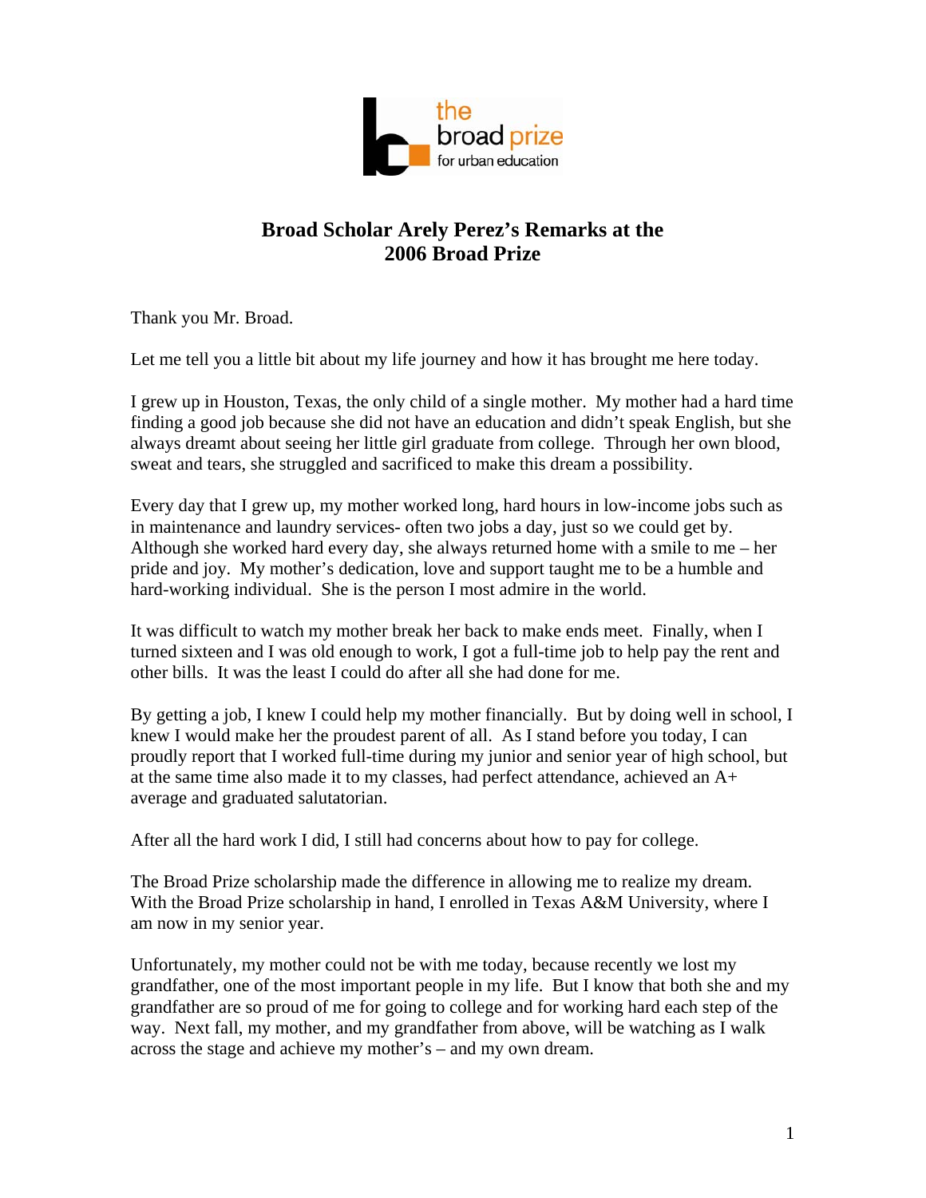# Broad Scholar Arely Perez's Remarks at the 2006 Broad Prize

Thank you Mr. Broad.

Let me tell you a little bit about my life journey and how it has brought me here today.

I grew up in Houston, Texas, the only child of a single mother. My mother had a hard time finding a good job because she did not have an education and didn't speak English, but she always dreamt about seeing her little girl graduate from college. Through her own blood, sweat and tears, she struggled and sacrificed to make this dream a possibility.

Every day that I grew up, my mother worked long, hard hours in low-income jobs such as in maintenance and laundry services- often two jobs a day, just so we could get by. Although she worked hard every day, she always returned home with a smile to me – her pride and joy. My mother's dedication, love and support taught me to be a humble and hard-working individual. She is the person I most admire in the world.

It was difficult to watch my mother break her back to make ends meet. Finally, when I turned sixteen and I was old enough to work, I got a full-time job to help pay the rent and other bills. It was the least I could do after all she had done for me.

By getting a job, I knew I could help my mother financially. But by doing well in school, I knew I would make her the proudest parent of all. As I stand before you today, I can proudly report that I worked full-time during my junior and senior year of high school, but at the same time also made it to my classes, had perfect attendance, achieved an A+ average and graduated salutatorian.

After all the hard work I did, I still had concerns about how to pay for college.

The Broad Prize scholarship made the difference in allowing me to realize my dream. With the Broad Prize scholarship in hand, I enrolled in Texas A&M University, where I am now in my senior year.

Unfortunately, my mother could not be with me today, because recently we lost my grandfather, one of the most important people in my life. But I know that both she and my grandfather are so proud of me for going to college and for working hard each step of the way. Next fall, my mother, and my grandfather from above, will be watching as I walk across the stage and achieve my mother's – and my own dream.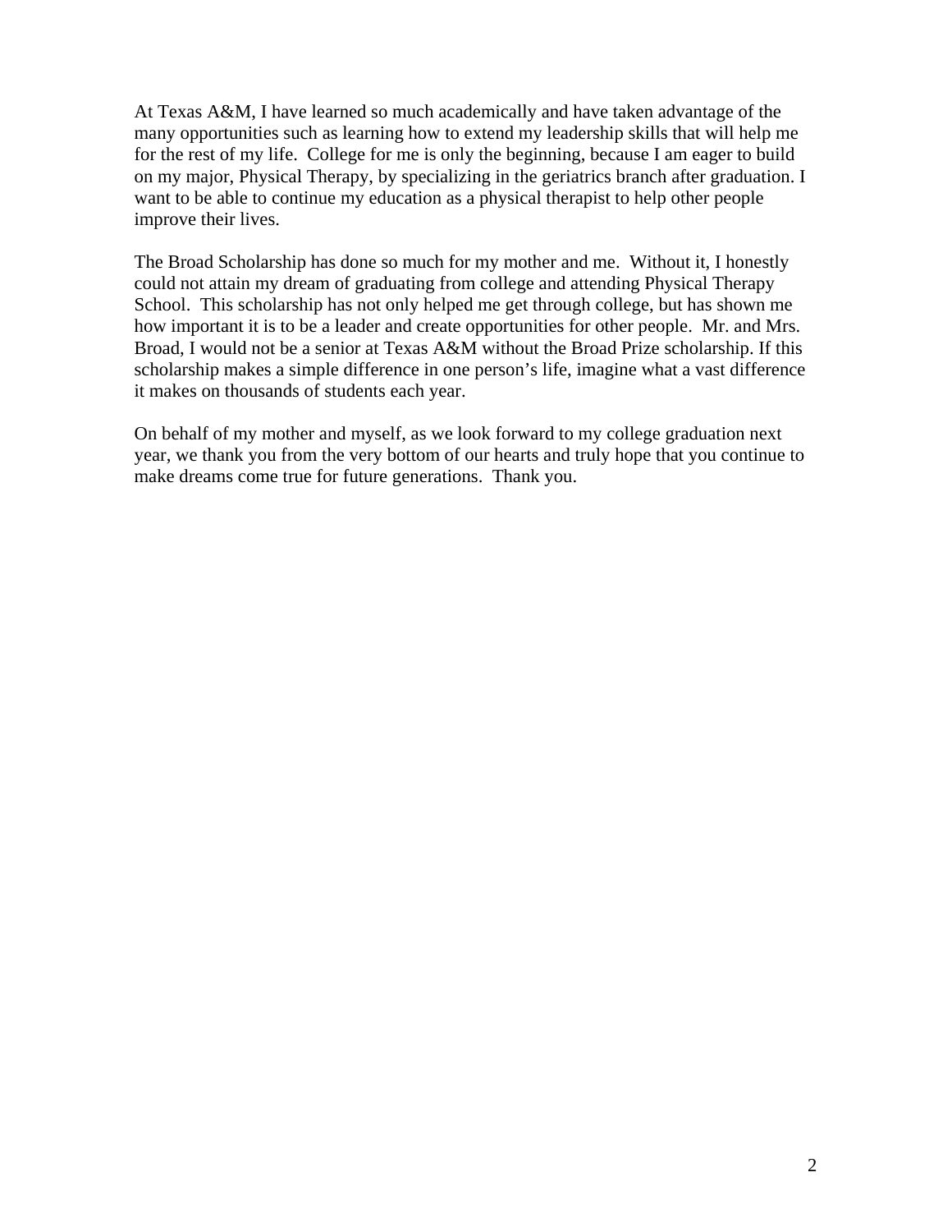At Texas A&M, I have learned so much academically and have taken advantage of the many opportunities such as learning how to extend my leadership skills that will help me for the rest of my life. College for me is only the beginning, because I am eager to build on my major, Physical Therapy, by specializing in the geriatrics branch after graduation. I want to be able to continue my education as a physical therapist to help other people improve their lives.

The Broad Scholarship has done so much for my mother and me. Without it, I honestly could not attain my dream of graduating from college and attending Physical Therapy School. This scholarship has not only helped me get through college, but has shown me how important it is to be a leader and create opportunities for other people. Mr. and Mrs. Broad, I would not be a senior at Texas A&M without the Broad Prize scholarship. If this scholarship makes a simple difference in one person's life, imagine what a vast difference it makes on thousands of students each year.

On behalf of my mother and myself, as we look forward to my college graduation next year, we thank you from the very bottom of our hearts and truly hope that you continue to make dreams come true for future generations. Thank you.